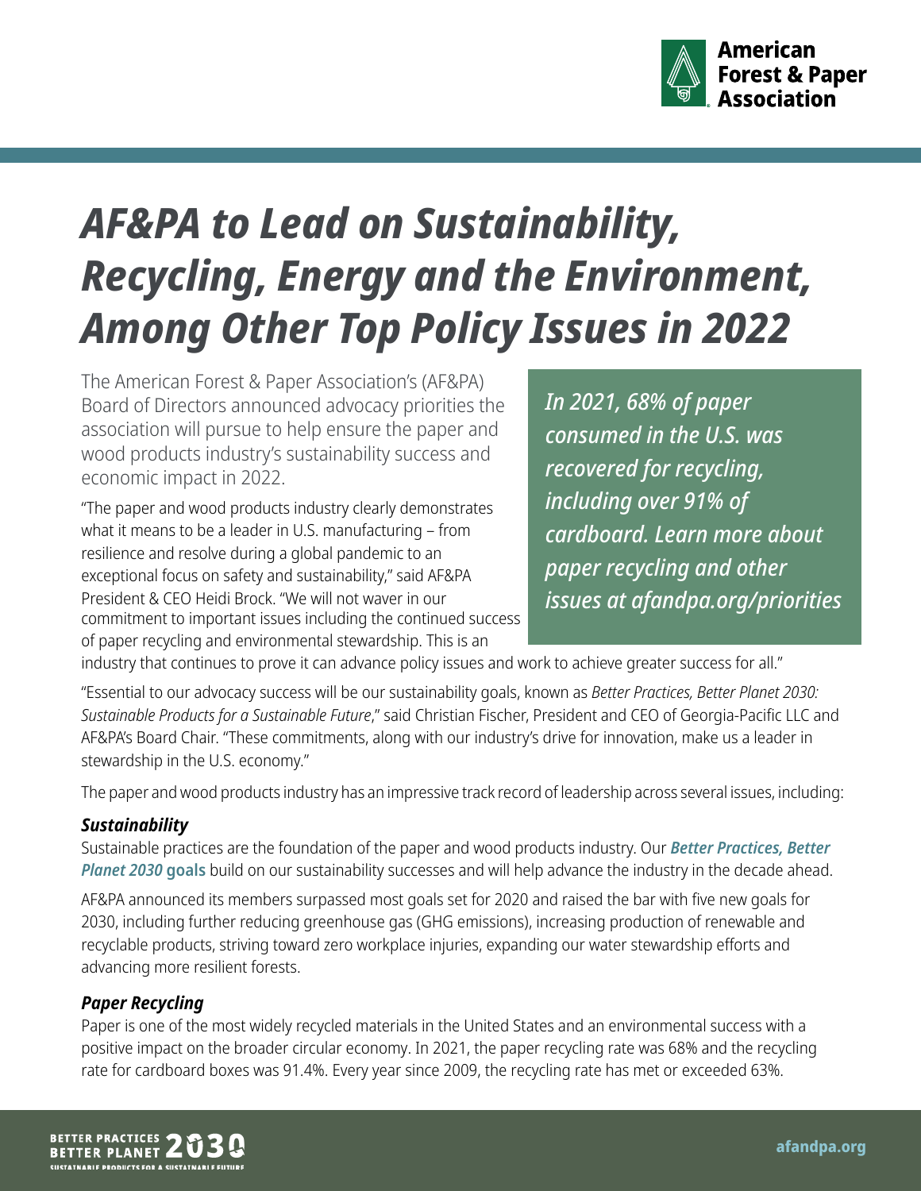# *AF&PA to Lead on Sustainability, Recycling, Energy and the Environment, Among Other Top Policy Issues in 2022*

The American Forest & Paper Association's (AF&PA) Board of Directors announced advocacy priorities the association will pursue to help ensure the paper and wood products industry's sustainability success and economic impact in 2022.

*In 2021, 68% of paper consumed in the U.S. was recovered for recycling, including over 91% of cardboard. Learn more about paper recycling and other issues at afandpa.org/priorities*

"The paper and wood products industry clearly demonstrates what it means to be a leader in U.S. manufacturing – from resilience and resolve during a global pandemic to an exceptional focus on safety and sustainability," said AF&PA President & CEO Heidi Brock. "We will not waver in our commitment to important issues including the continued success of paper recycling and environmental stewardship. This is an industry that continues to prove it can advance policy issues and work to achieve greater success for all."

"Essential to our advocacy success will be our sustainability goals, known as *Better Practices, Better Planet 2030: Sustainable Products for a Sustainable Future*," said Christian Fischer, President and CEO of Georgia-Pacific LLC and AF&PA's Board Chair. "These commitments, along with our industry's drive for innovation, make us a leader in stewardship in the U.S. economy."

The paper and wood products industry has an impressive track record of leadership across several issues, including:

### *Sustainability*

Sustainable practices are the foundation of the paper and wood products industry. Our ***Better Practices, Better Planet 2030* goals** build on our sustainability successes and will help advance the industry in the decade ahead.

AF&PA announced its members surpassed most goals set for 2020 and raised the bar with five new goals for 2030, including further reducing greenhouse gas (GHG emissions), increasing production of renewable and recyclable products, striving toward zero workplace injuries, expanding our water stewardship efforts and advancing more resilient forests.

### *Paper Recycling*

Paper is one of the most widely recycled materials in the United States and an environmental success with a positive impact on the broader circular economy. In 2021, the paper recycling rate was 68% and the recycling rate for cardboard boxes was 91.4%. Every year since 2009, the recycling rate has met or exceeded 63%.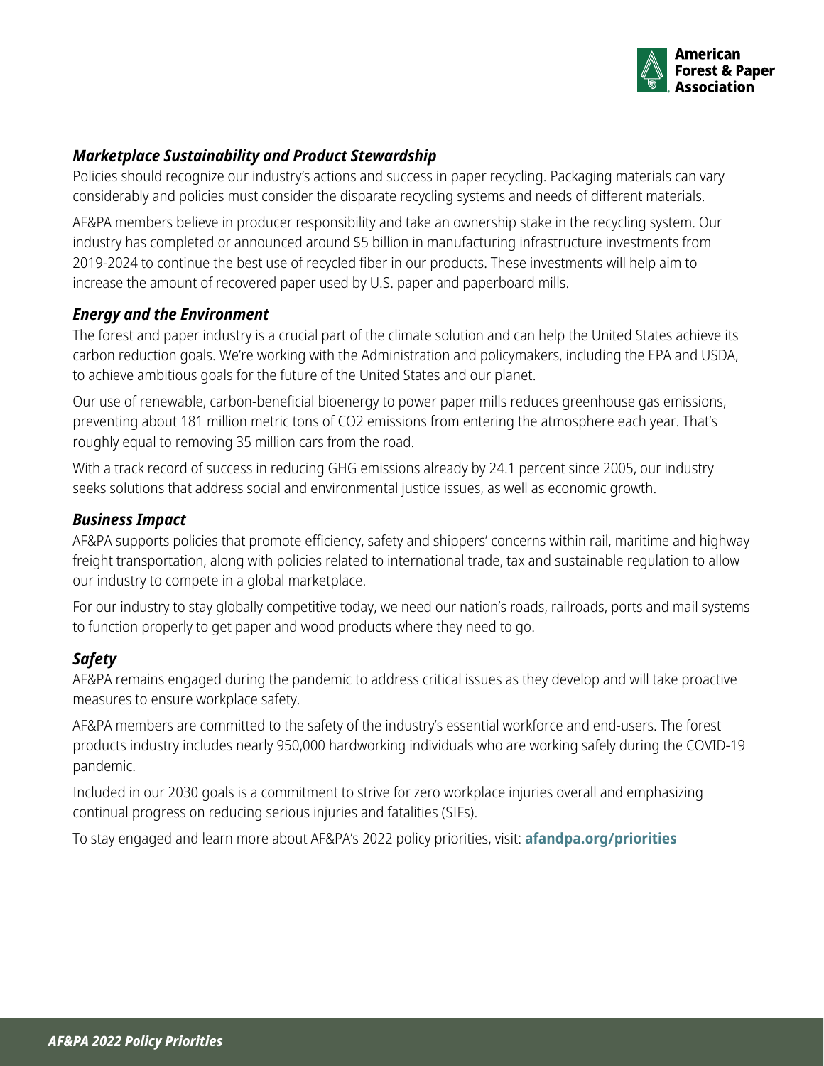### *Marketplace Sustainability and Product Stewardship*

Policies should recognize our industry's actions and success in paper recycling. Packaging materials can vary considerably and policies must consider the disparate recycling systems and needs of different materials.

AF&PA members believe in producer responsibility and take an ownership stake in the recycling system. Our industry has completed or announced around $5 billion in manufacturing infrastructure investments from 2019-2024 to continue the best use of recycled fiber in our products. These investments will help aim to increase the amount of recovered paper used by U.S. paper and paperboard mills.

### *Energy and the Environment*

The forest and paper industry is a crucial part of the climate solution and can help the United States achieve its carbon reduction goals. We're working with the Administration and policymakers, including the EPA and USDA, to achieve ambitious goals for the future of the United States and our planet.

Our use of renewable, carbon-beneficial bioenergy to power paper mills reduces greenhouse gas emissions, preventing about 181 million metric tons of $CO_2$ emissions from entering the atmosphere each year. That's roughly equal to removing 35 million cars from the road.

With a track record of success in reducing GHG emissions already by 24.1 percent since 2005, our industry seeks solutions that address social and environmental justice issues, as well as economic growth.

### *Business Impact*

AF&PA supports policies that promote efficiency, safety and shippers' concerns within rail, maritime and highway freight transportation, along with policies related to international trade, tax and sustainable regulation to allow our industry to compete in a global marketplace.

For our industry to stay globally competitive today, we need our nation's roads, railroads, ports and mail systems to function properly to get paper and wood products where they need to go.

### *Safety*

AF&PA remains engaged during the pandemic to address critical issues as they develop and will take proactive measures to ensure workplace safety.

AF&PA members are committed to the safety of the industry's essential workforce and end-users. The forest products industry includes nearly 950,000 hardworking individuals who are working safely during the COVID-19 pandemic.

Included in our 2030 goals is a commitment to strive for zero workplace injuries overall and emphasizing continual progress on reducing serious injuries and fatalities (SIFs).

To stay engaged and learn more about AF&PA's 2022 policy priorities, visit: **afandpa.org/priorities**